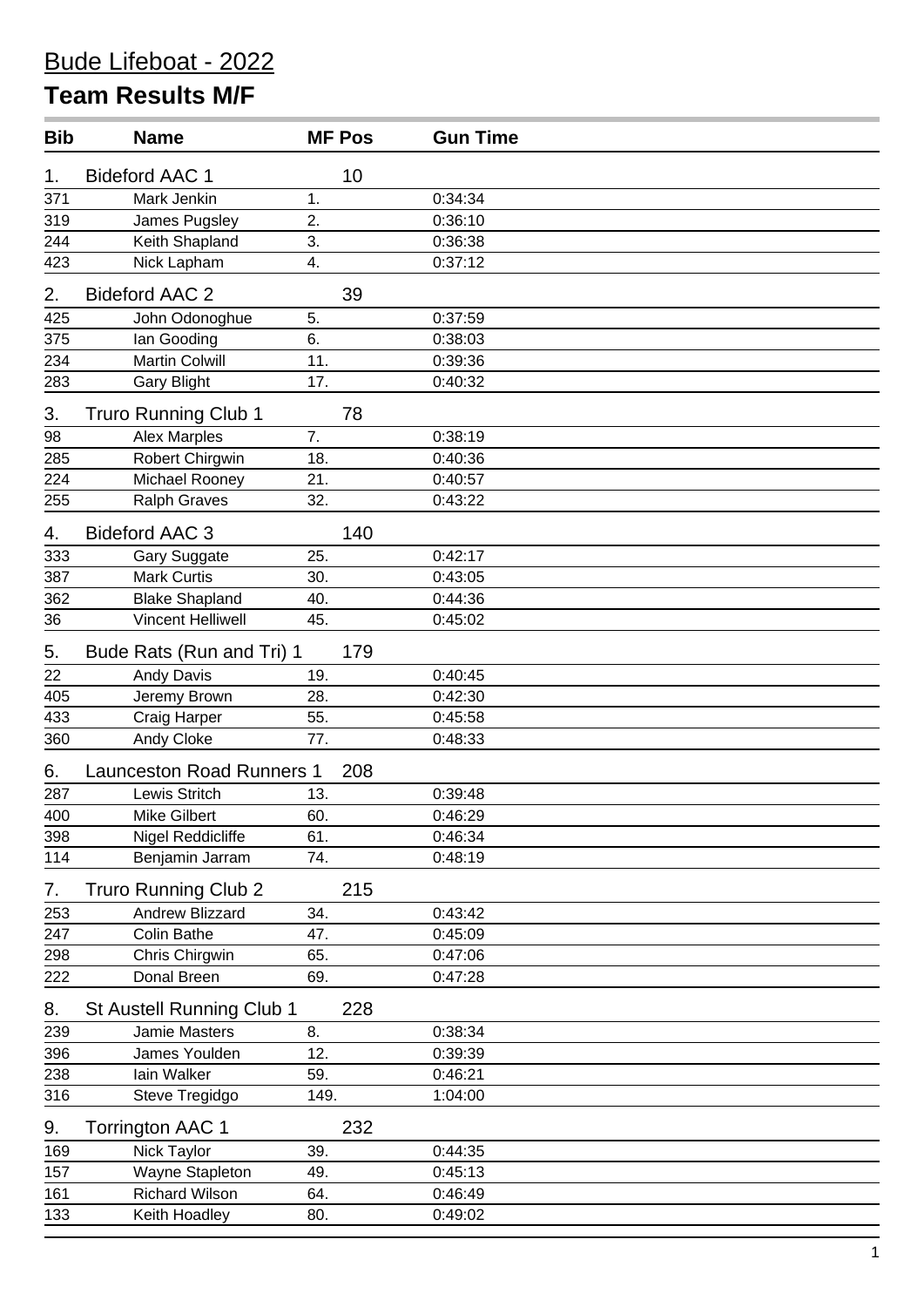# Bude Lifeboat - 2022

## Team Results M/F

| Bib | Name | MF Pos | Gun Time |
|---|---|---|---|
| 1. | Bideford AAC 1 | 10 | |
| 371 | Mark Jenkin | 1. | 0:34:34 |
| 319 | James Pugsley | 2. | 0:36:10 |
| 244 | Keith Shapland | 3. | 0:36:38 |
| 423 | Nick Lapham | 4. | 0:37:12 |
| 2. | Bideford AAC 2 | 39 | |
| 425 | John Odonoghue | 5. | 0:37:59 |
| 375 | Ian Gooding | 6. | 0:38:03 |
| 234 | Martin Colwill | 11. | 0:39:36 |
| 283 | Gary Blight | 17. | 0:40:32 |
| 3. | Truro Running Club 1 | 78 | |
| 98 | Alex Marples | 7. | 0:38:19 |
| 285 | Robert Chirgwin | 18. | 0:40:36 |
| 224 | Michael Rooney | 21. | 0:40:57 |
| 255 | Ralph Graves | 32. | 0:43:22 |
| 4. | Bideford AAC 3 | 140 | |
| 333 | Gary Suggate | 25. | 0:42:17 |
| 387 | Mark Curtis | 30. | 0:43:05 |
| 362 | Blake Shapland | 40. | 0:44:36 |
| 36 | Vincent Helliwell | 45. | 0:45:02 |
| 5. | Bude Rats (Run and Tri) 1 | 179 | |
| 22 | Andy Davis | 19. | 0:40:45 |
| 405 | Jeremy Brown | 28. | 0:42:30 |
| 433 | Craig Harper | 55. | 0:45:58 |
| 360 | Andy Cloke | 77. | 0:48:33 |
| 6. | Launceston Road Runners 1 | 208 | |
| 287 | Lewis Stritch | 13. | 0:39:48 |
| 400 | Mike Gilbert | 60. | 0:46:29 |
| 398 | Nigel Reddicliffe | 61. | 0:46:34 |
| 114 | Benjamin Jarram | 74. | 0:48:19 |
| 7. | Truro Running Club 2 | 215 | |
| 253 | Andrew Blizzard | 34. | 0:43:42 |
| 247 | Colin Bathe | 47. | 0:45:09 |
| 298 | Chris Chirgwin | 65. | 0:47:06 |
| 222 | Donal Breen | 69. | 0:47:28 |
| 8. | St Austell Running Club 1 | 228 | |
| 239 | Jamie Masters | 8. | 0:38:34 |
| 396 | James Youlden | 12. | 0:39:39 |
| 238 | Iain Walker | 59. | 0:46:21 |
| 316 | Steve Tregidgo | 149. | 1:04:00 |
| 9. | Torrington AAC 1 | 232 | |
| 169 | Nick Taylor | 39. | 0:44:35 |
| 157 | Wayne Stapleton | 49. | 0:45:13 |
| 161 | Richard Wilson | 64. | 0:46:49 |
| 133 | Keith Hoadley | 80. | 0:49:02 |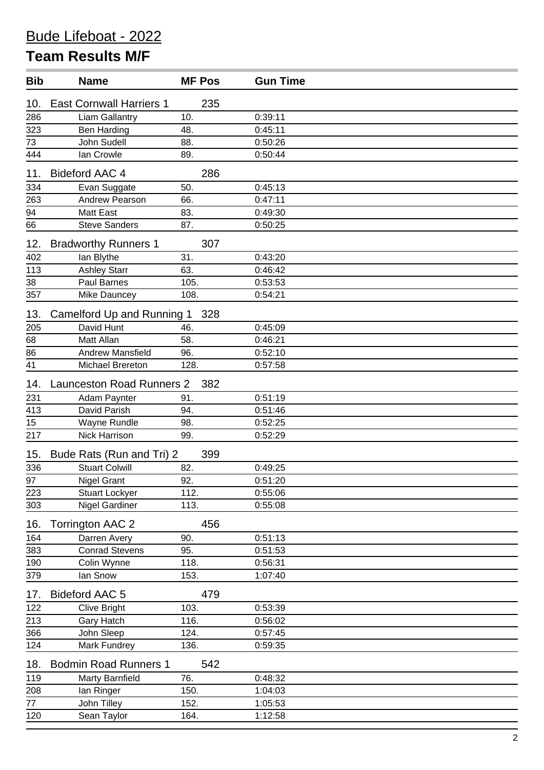# Bude Lifeboat - 2022

## Team Results M/F

| Bib | Name | MF Pos | Gun Time |
|---|---|---|---|
| 10. | East Cornwall Harriers 1 | 235 | |
| 286 | Liam Gallantry | 10. | 0:39:11 |
| 323 | Ben Harding | 48. | 0:45:11 |
| 73 | John Sudell | 88. | 0:50:26 |
| 444 | Ian Crowle | 89. | 0:50:44 |
| 11. | Bideford AAC 4 | 286 | |
| 334 | Evan Suggate | 50. | 0:45:13 |
| 263 | Andrew Pearson | 66. | 0:47:11 |
| 94 | Matt East | 83. | 0:49:30 |
| 66 | Steve Sanders | 87. | 0:50:25 |
| 12. | Bradworthy Runners 1 | 307 | |
| 402 | Ian Blythe | 31. | 0:43:20 |
| 113 | Ashley Starr | 63. | 0:46:42 |
| 38 | Paul Barnes | 105. | 0:53:53 |
| 357 | Mike Dauncey | 108. | 0:54:21 |
| 13. | Camelford Up and Running 1 | 328 | |
| 205 | David Hunt | 46. | 0:45:09 |
| 68 | Matt Allan | 58. | 0:46:21 |
| 86 | Andrew Mansfield | 96. | 0:52:10 |
| 41 | Michael Brereton | 128. | 0:57:58 |
| 14. | Launceston Road Runners 2 | 382 | |
| 231 | Adam Paynter | 91. | 0:51:19 |
| 413 | David Parish | 94. | 0:51:46 |
| 15 | Wayne Rundle | 98. | 0:52:25 |
| 217 | Nick Harrison | 99. | 0:52:29 |
| 15. | Bude Rats (Run and Tri) 2 | 399 | |
| 336 | Stuart Colwill | 82. | 0:49:25 |
| 97 | Nigel Grant | 92. | 0:51:20 |
| 223 | Stuart Lockyer | 112. | 0:55:06 |
| 303 | Nigel Gardiner | 113. | 0:55:08 |
| 16. | Torrington AAC 2 | 456 | |
| 164 | Darren Avery | 90. | 0:51:13 |
| 383 | Conrad Stevens | 95. | 0:51:53 |
| 190 | Colin Wynne | 118. | 0:56:31 |
| 379 | Ian Snow | 153. | 1:07:40 |
| 17. | Bideford AAC 5 | 479 | |
| 122 | Clive Bright | 103. | 0:53:39 |
| 213 | Gary Hatch | 116. | 0:56:02 |
| 366 | John Sleep | 124. | 0:57:45 |
| 124 | Mark Fundrey | 136. | 0:59:35 |
| 18. | Bodmin Road Runners 1 | 542 | |
| 119 | Marty Barnfield | 76. | 0:48:32 |
| 208 | Ian Ringer | 150. | 1:04:03 |
| 77 | John Tilley | 152. | 1:05:53 |
| 120 | Sean Taylor | 164. | 1:12:58 |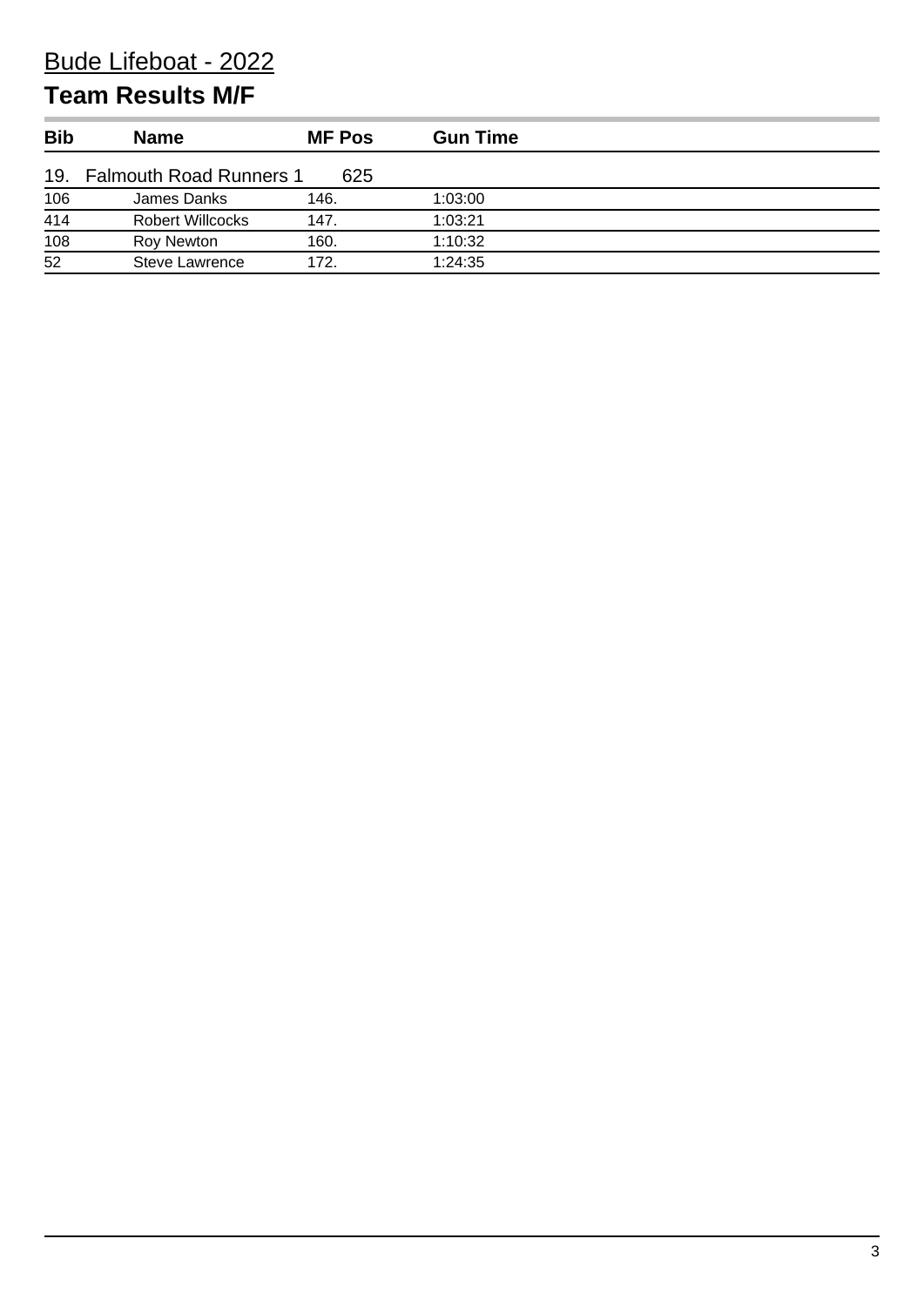## Bude Lifeboat - 2022

# Team Results M/F

| Bib | Name | MF Pos | Gun Time |
| --- | --- | --- | --- |
| 19. | Falmouth Road Runners 1 | 625 | |
| 106 | James Danks | 146. | 1:03:00 |
| 414 | Robert Willcocks | 147. | 1:03:21 |
| 108 | Roy Newton | 160. | 1:10:32 |
| 52 | Steve Lawrence | 172. | 1:24:35 |